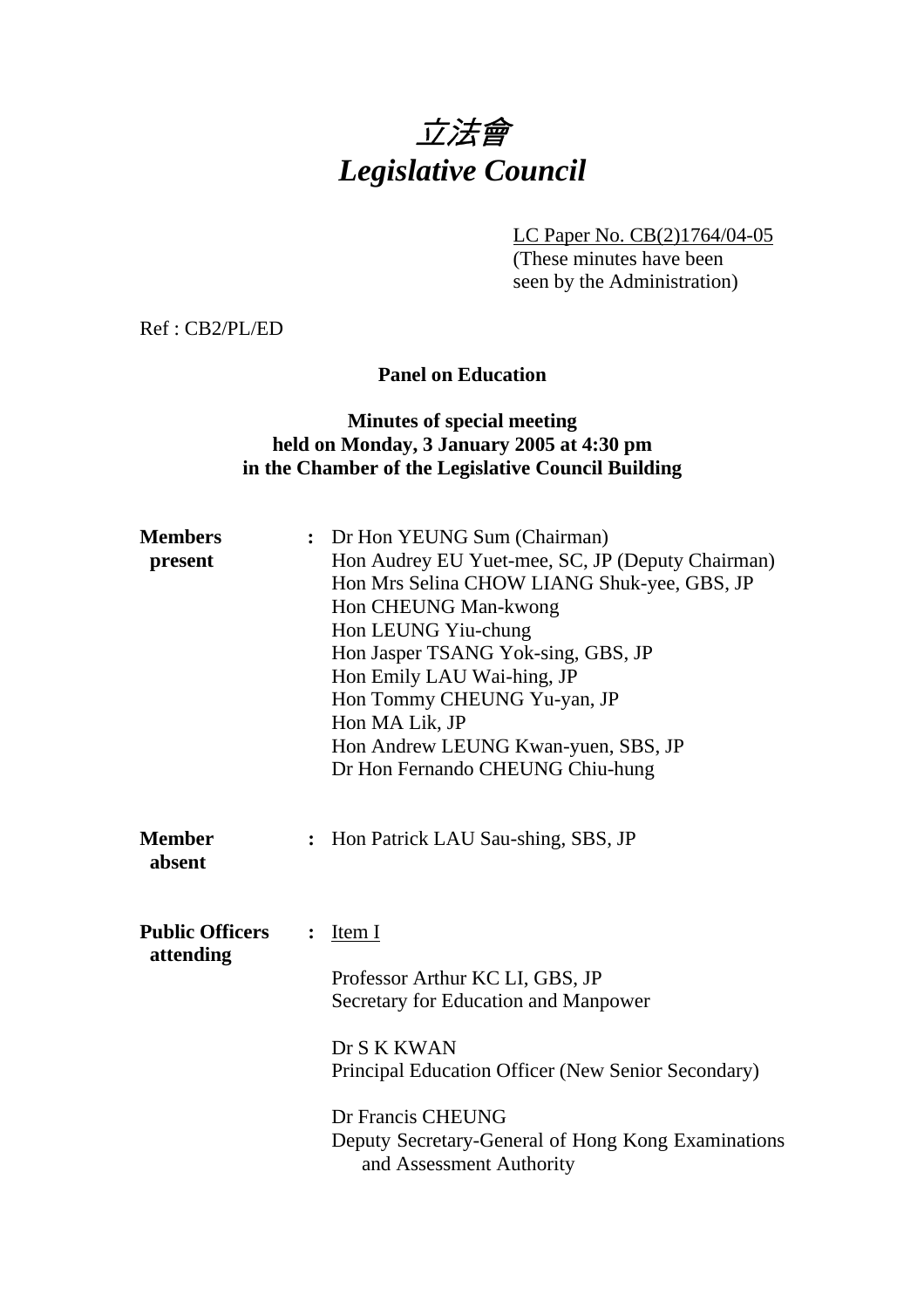# *立法會*
# *Legislative Council*

LC Paper No. CB(2)1764/04-05
(These minutes have been seen by the Administration)

Ref : CB2/PL/ED

**Panel on Education**

**Minutes of special meeting held on Monday, 3 January 2005 at 4:30 pm in the Chamber of the Legislative Council Building**

**Members present** : Dr Hon YEUNG Sum (Chairman)
Hon Audrey EU Yuet-mee, SC, JP (Deputy Chairman)
Hon Mrs Selina CHOW LIANG Shuk-yee, GBS, JP
Hon CHEUNG Man-kwong
Hon LEUNG Yiu-chung
Hon Jasper TSANG Yok-sing, GBS, JP
Hon Emily LAU Wai-hing, JP
Hon Tommy CHEUNG Yu-yan, JP
Hon MA Lik, JP
Hon Andrew LEUNG Kwan-yuen, SBS, JP
Dr Hon Fernando CHEUNG Chiu-hung

**Member absent** : Hon Patrick LAU Sau-shing, SBS, JP

**Public Officers attending** : Item I

Professor Arthur KC LI, GBS, JP
Secretary for Education and Manpower

Dr S K KWAN
Principal Education Officer (New Senior Secondary)

Dr Francis CHEUNG
Deputy Secretary-General of Hong Kong Examinations and Assessment Authority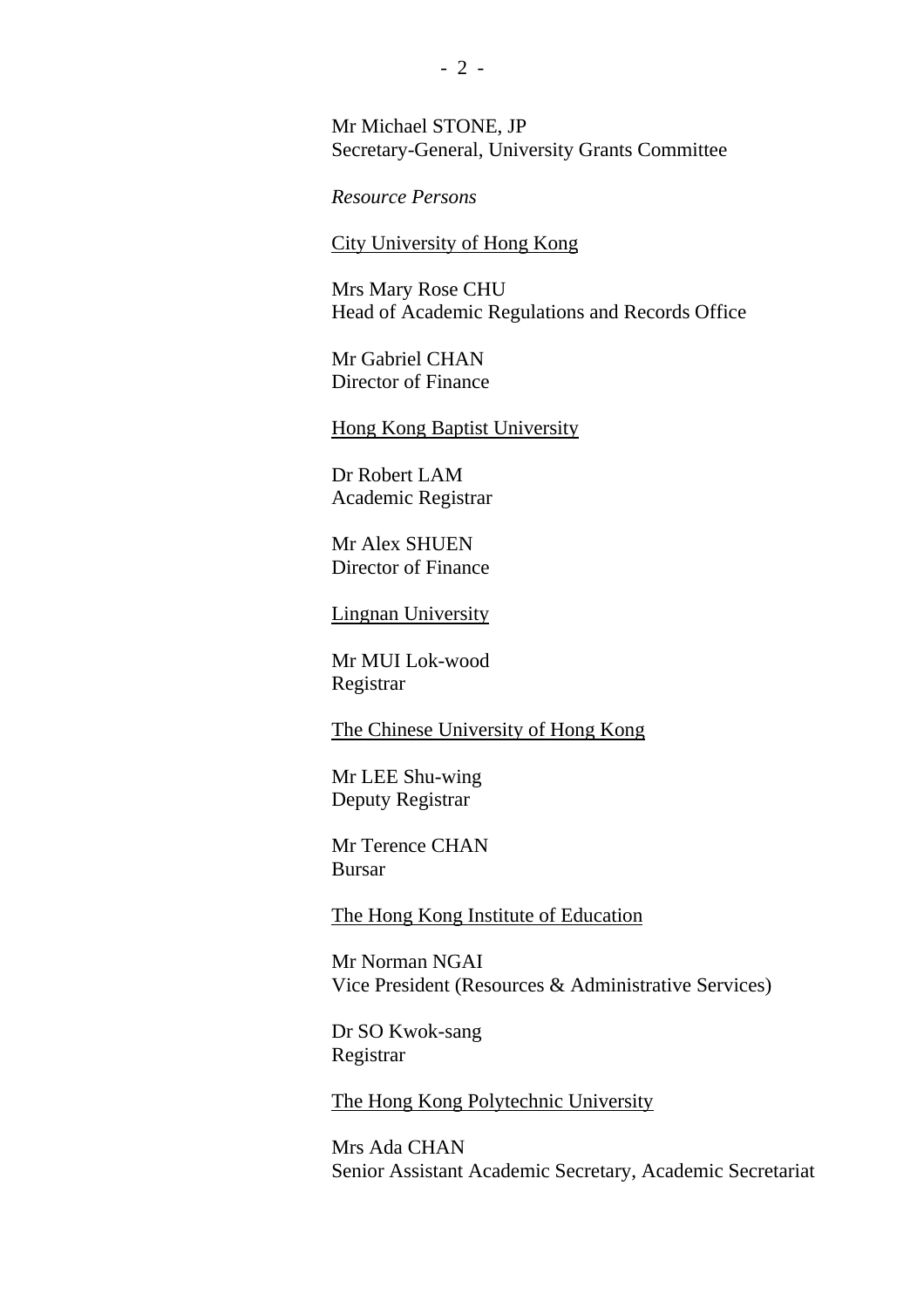Mr Michael STONE, JP
Secretary-General, University Grants Committee

*Resource Persons*

City University of Hong Kong

Mrs Mary Rose CHU
Head of Academic Regulations and Records Office

Mr Gabriel CHAN
Director of Finance

Hong Kong Baptist University

Dr Robert LAM
Academic Registrar

Mr Alex SHUEN
Director of Finance

Lingnan University

Mr MUI Lok-wood
Registrar

The Chinese University of Hong Kong

Mr LEE Shu-wing
Deputy Registrar

Mr Terence CHAN
Bursar

The Hong Kong Institute of Education

Mr Norman NGAI
Vice President (Resources & Administrative Services)

Dr SO Kwok-sang
Registrar

The Hong Kong Polytechnic University

Mrs Ada CHAN
Senior Assistant Academic Secretary, Academic Secretariat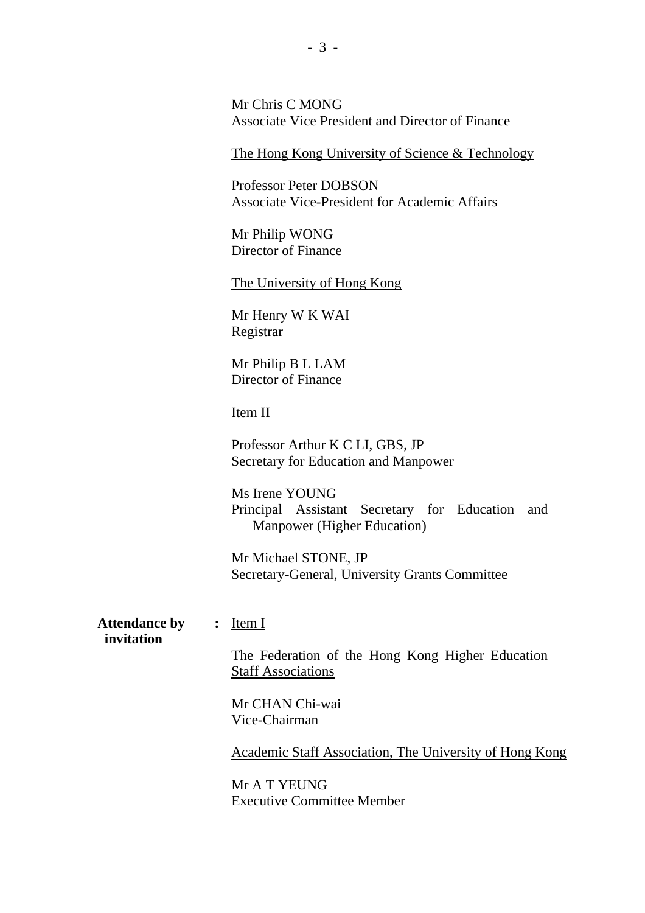Mr Chris C MONG
Associate Vice President and Director of Finance

<u>The Hong Kong University of Science & Technology</u>

Professor Peter DOBSON
Associate Vice-President for Academic Affairs

Mr Philip WONG
Director of Finance

<u>The University of Hong Kong</u>

Mr Henry W K WAI
Registrar

Mr Philip B L LAM
Director of Finance

<u>Item II</u>

Professor Arthur K C LI, GBS, JP
Secretary for Education and Manpower

Ms Irene YOUNG
Principal Assistant Secretary for Education and Manpower (Higher Education)

Mr Michael STONE, JP
Secretary-General, University Grants Committee

**Attendance by invitation** : <u>Item I</u>

<u>The Federation of the Hong Kong Higher Education Staff Associations</u>

Mr CHAN Chi-wai
Vice-Chairman

<u>Academic Staff Association, The University of Hong Kong</u>

Mr A T YEUNG
Executive Committee Member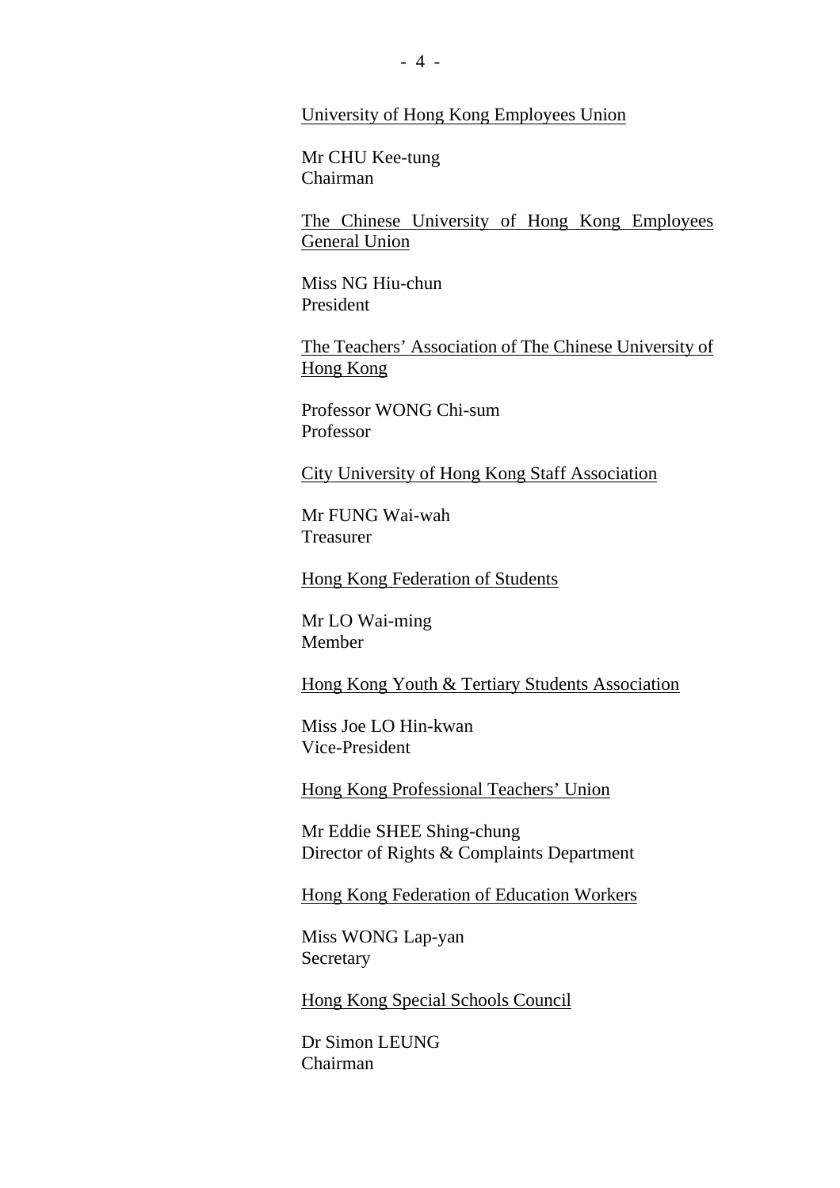<u>University of Hong Kong Employees Union</u>

Mr CHU Kee-tung
Chairman

<u>The Chinese University of Hong Kong Employees General Union</u>

Miss NG Hiu-chun
President

<u>The Teachers' Association of The Chinese University of Hong Kong</u>

Professor WONG Chi-sum
Professor

<u>City University of Hong Kong Staff Association</u>

Mr FUNG Wai-wah
Treasurer

<u>Hong Kong Federation of Students</u>

Mr LO Wai-ming
Member

<u>Hong Kong Youth & Tertiary Students Association</u>

Miss Joe LO Hin-kwan
Vice-President

<u>Hong Kong Professional Teachers' Union</u>

Mr Eddie SHEE Shing-chung
Director of Rights & Complaints Department

<u>Hong Kong Federation of Education Workers</u>

Miss WONG Lap-yan
Secretary

<u>Hong Kong Special Schools Council</u>

Dr Simon LEUNG
Chairman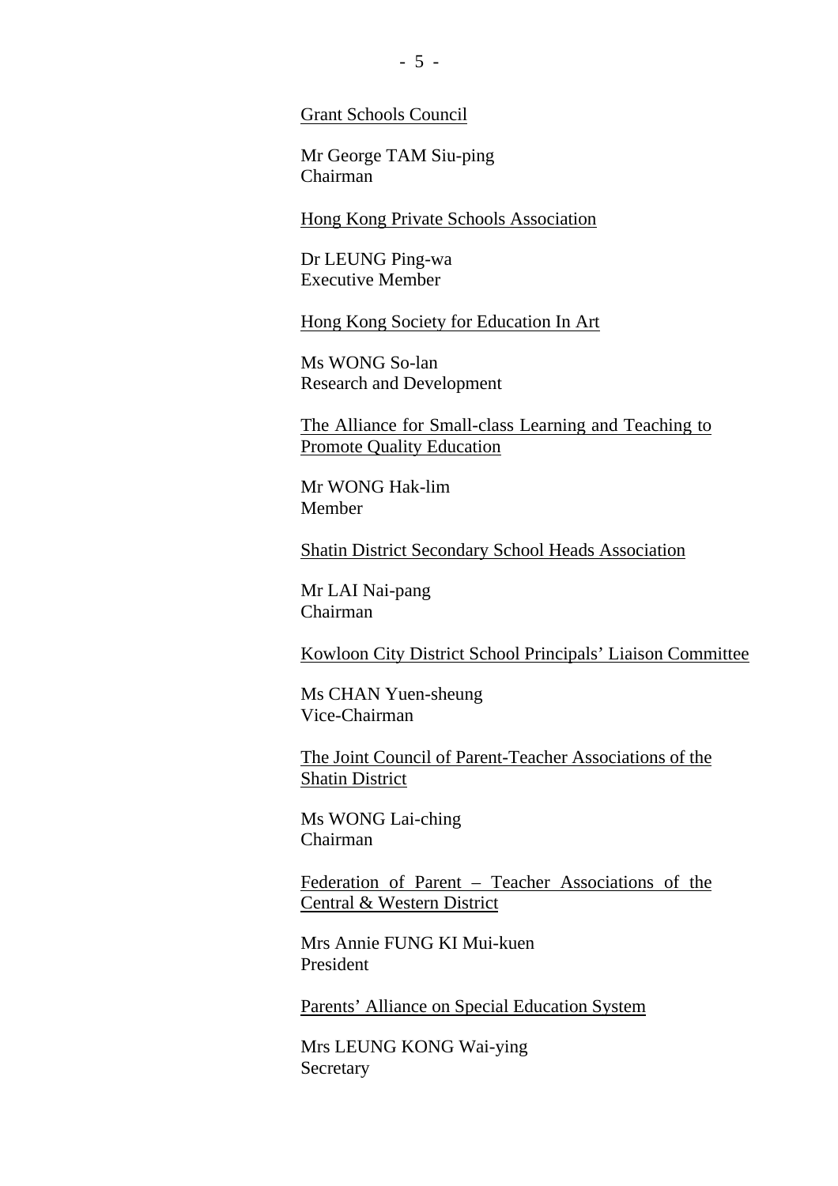Grant Schools Council

Mr George TAM Siu-ping
Chairman

Hong Kong Private Schools Association

Dr LEUNG Ping-wa
Executive Member

Hong Kong Society for Education In Art

Ms WONG So-lan
Research and Development

The Alliance for Small-class Learning and Teaching to Promote Quality Education

Mr WONG Hak-lim
Member

Shatin District Secondary School Heads Association

Mr LAI Nai-pang
Chairman

Kowloon City District School Principals' Liaison Committee

Ms CHAN Yuen-sheung
Vice-Chairman

The Joint Council of Parent-Teacher Associations of the Shatin District

Ms WONG Lai-ching
Chairman

Federation of Parent – Teacher Associations of the Central & Western District

Mrs Annie FUNG KI Mui-kuen
President

Parents' Alliance on Special Education System

Mrs LEUNG KONG Wai-ying
Secretary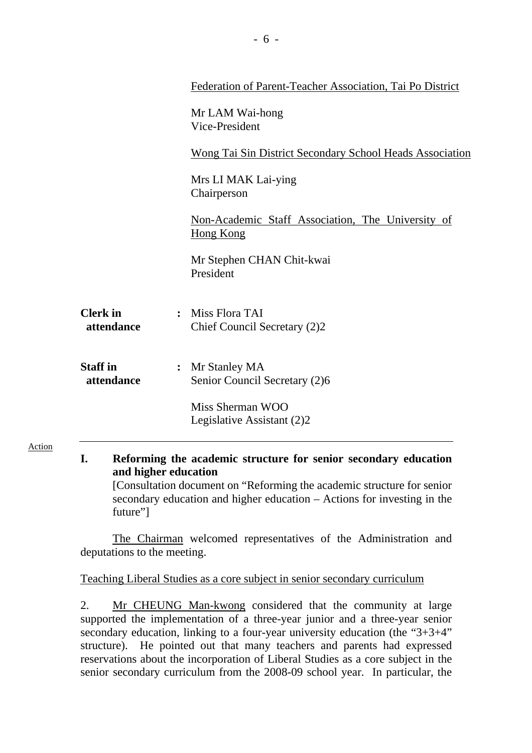Federation of Parent-Teacher Association, Tai Po District

Mr LAM Wai-hong
Vice-President

Wong Tai Sin District Secondary School Heads Association

Mrs LI MAK Lai-ying
Chairperson

Non-Academic Staff Association, The University of Hong Kong

Mr Stephen CHAN Chit-kwai
President

**Clerk in attendance** : Miss Flora TAI
Chief Council Secretary (2)2

**Staff in attendance** : Mr Stanley MA
Senior Council Secretary (2)6

Miss Sherman WOO
Legislative Assistant (2)2

Action

---

**I. Reforming the academic structure for senior secondary education and higher education**

[Consultation document on "Reforming the academic structure for senior secondary education and higher education – Actions for investing in the future"]

The Chairman welcomed representatives of the Administration and deputations to the meeting.

Teaching Liberal Studies as a core subject in senior secondary curriculum

2. Mr CHEUNG Man-kwong considered that the community at large supported the implementation of a three-year junior and a three-year senior secondary education, linking to a four-year university education (the "3+3+4" structure). He pointed out that many teachers and parents had expressed reservations about the incorporation of Liberal Studies as a core subject in the senior secondary curriculum from the 2008-09 school year. In particular, the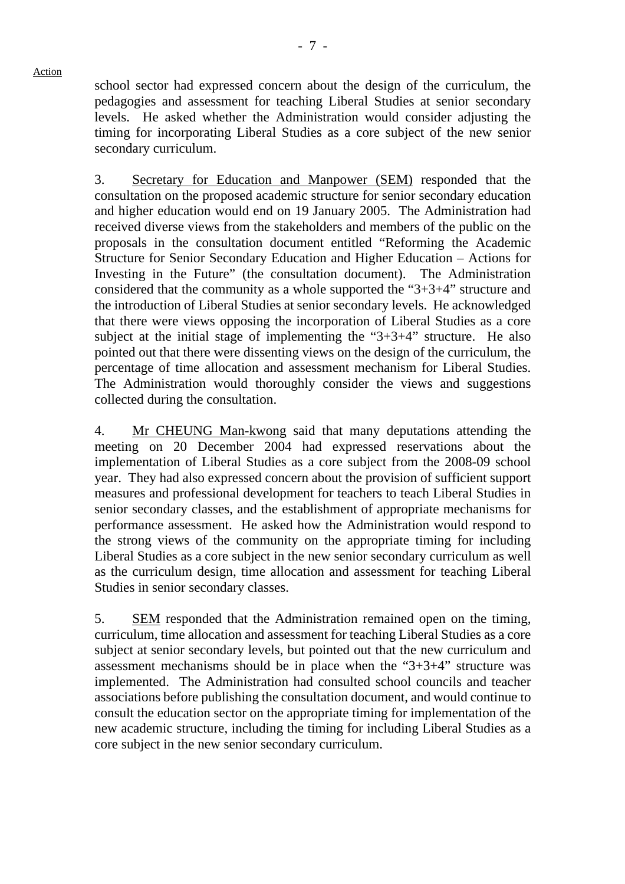school sector had expressed concern about the design of the curriculum, the pedagogies and assessment for teaching Liberal Studies at senior secondary levels. He asked whether the Administration would consider adjusting the timing for incorporating Liberal Studies as a core subject of the new senior secondary curriculum.

3. Secretary for Education and Manpower (SEM) responded that the consultation on the proposed academic structure for senior secondary education and higher education would end on 19 January 2005. The Administration had received diverse views from the stakeholders and members of the public on the proposals in the consultation document entitled "Reforming the Academic Structure for Senior Secondary Education and Higher Education – Actions for Investing in the Future" (the consultation document). The Administration considered that the community as a whole supported the "3+3+4" structure and the introduction of Liberal Studies at senior secondary levels. He acknowledged that there were views opposing the incorporation of Liberal Studies as a core subject at the initial stage of implementing the "3+3+4" structure. He also pointed out that there were dissenting views on the design of the curriculum, the percentage of time allocation and assessment mechanism for Liberal Studies. The Administration would thoroughly consider the views and suggestions collected during the consultation.

4. Mr CHEUNG Man-kwong said that many deputations attending the meeting on 20 December 2004 had expressed reservations about the implementation of Liberal Studies as a core subject from the 2008-09 school year. They had also expressed concern about the provision of sufficient support measures and professional development for teachers to teach Liberal Studies in senior secondary classes, and the establishment of appropriate mechanisms for performance assessment. He asked how the Administration would respond to the strong views of the community on the appropriate timing for including Liberal Studies as a core subject in the new senior secondary curriculum as well as the curriculum design, time allocation and assessment for teaching Liberal Studies in senior secondary classes.

5. SEM responded that the Administration remained open on the timing, curriculum, time allocation and assessment for teaching Liberal Studies as a core subject at senior secondary levels, but pointed out that the new curriculum and assessment mechanisms should be in place when the "3+3+4" structure was implemented. The Administration had consulted school councils and teacher associations before publishing the consultation document, and would continue to consult the education sector on the appropriate timing for implementation of the new academic structure, including the timing for including Liberal Studies as a core subject in the new senior secondary curriculum.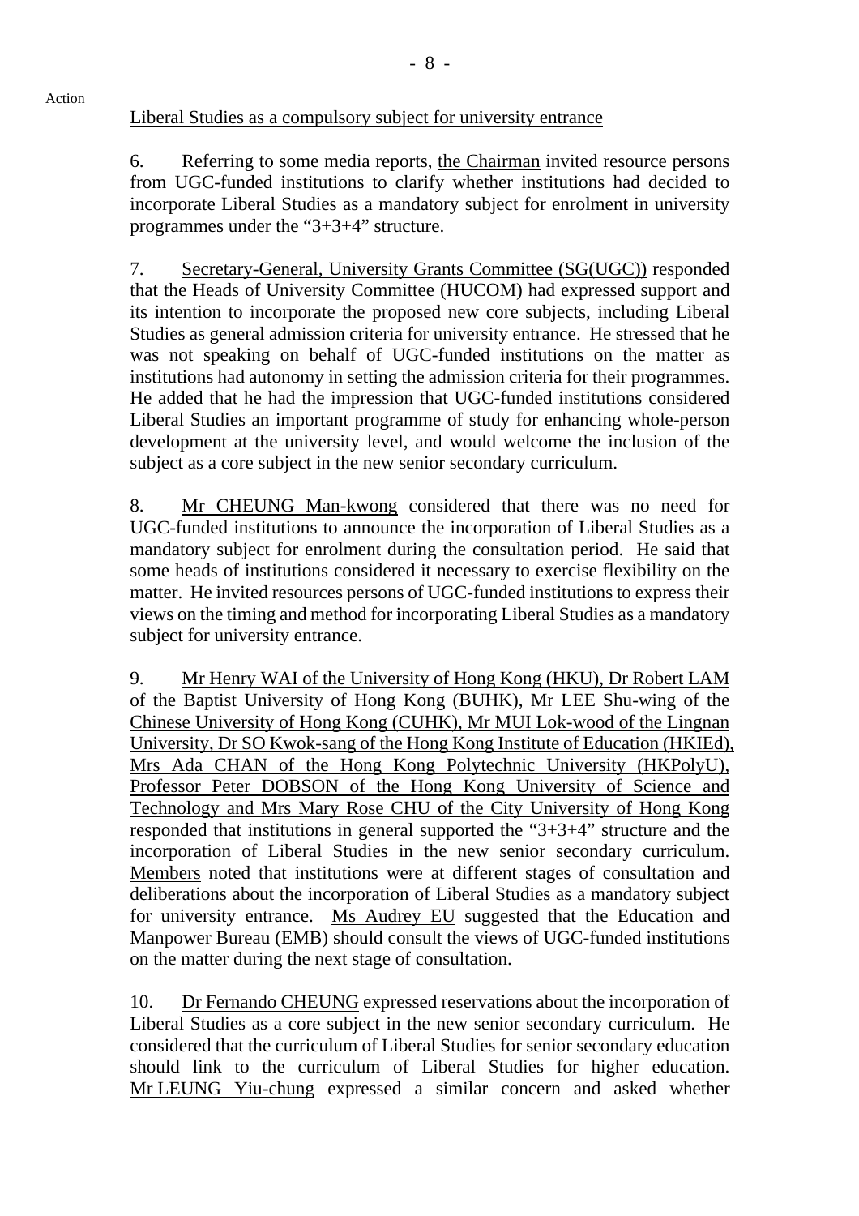Action

Liberal Studies as a compulsory subject for university entrance

6. Referring to some media reports, the Chairman invited resource persons from UGC-funded institutions to clarify whether institutions had decided to incorporate Liberal Studies as a mandatory subject for enrolment in university programmes under the "3+3+4" structure.

7. Secretary-General, University Grants Committee (SG(UGC)) responded that the Heads of University Committee (HUCOM) had expressed support and its intention to incorporate the proposed new core subjects, including Liberal Studies as general admission criteria for university entrance. He stressed that he was not speaking on behalf of UGC-funded institutions on the matter as institutions had autonomy in setting the admission criteria for their programmes. He added that he had the impression that UGC-funded institutions considered Liberal Studies an important programme of study for enhancing whole-person development at the university level, and would welcome the inclusion of the subject as a core subject in the new senior secondary curriculum.

8. Mr CHEUNG Man-kwong considered that there was no need for UGC-funded institutions to announce the incorporation of Liberal Studies as a mandatory subject for enrolment during the consultation period. He said that some heads of institutions considered it necessary to exercise flexibility on the matter. He invited resources persons of UGC-funded institutions to express their views on the timing and method for incorporating Liberal Studies as a mandatory subject for university entrance.

9. Mr Henry WAI of the University of Hong Kong (HKU), Dr Robert LAM of the Baptist University of Hong Kong (BUHK), Mr LEE Shu-wing of the Chinese University of Hong Kong (CUHK), Mr MUI Lok-wood of the Lingnan University, Dr SO Kwok-sang of the Hong Kong Institute of Education (HKIEd), Mrs Ada CHAN of the Hong Kong Polytechnic University (HKPolyU), Professor Peter DOBSON of the Hong Kong University of Science and Technology and Mrs Mary Rose CHU of the City University of Hong Kong responded that institutions in general supported the "3+3+4" structure and the incorporation of Liberal Studies in the new senior secondary curriculum. Members noted that institutions were at different stages of consultation and deliberations about the incorporation of Liberal Studies as a mandatory subject for university entrance. Ms Audrey EU suggested that the Education and Manpower Bureau (EMB) should consult the views of UGC-funded institutions on the matter during the next stage of consultation.

10. Dr Fernando CHEUNG expressed reservations about the incorporation of Liberal Studies as a core subject in the new senior secondary curriculum. He considered that the curriculum of Liberal Studies for senior secondary education should link to the curriculum of Liberal Studies for higher education. Mr LEUNG Yiu-chung expressed a similar concern and asked whether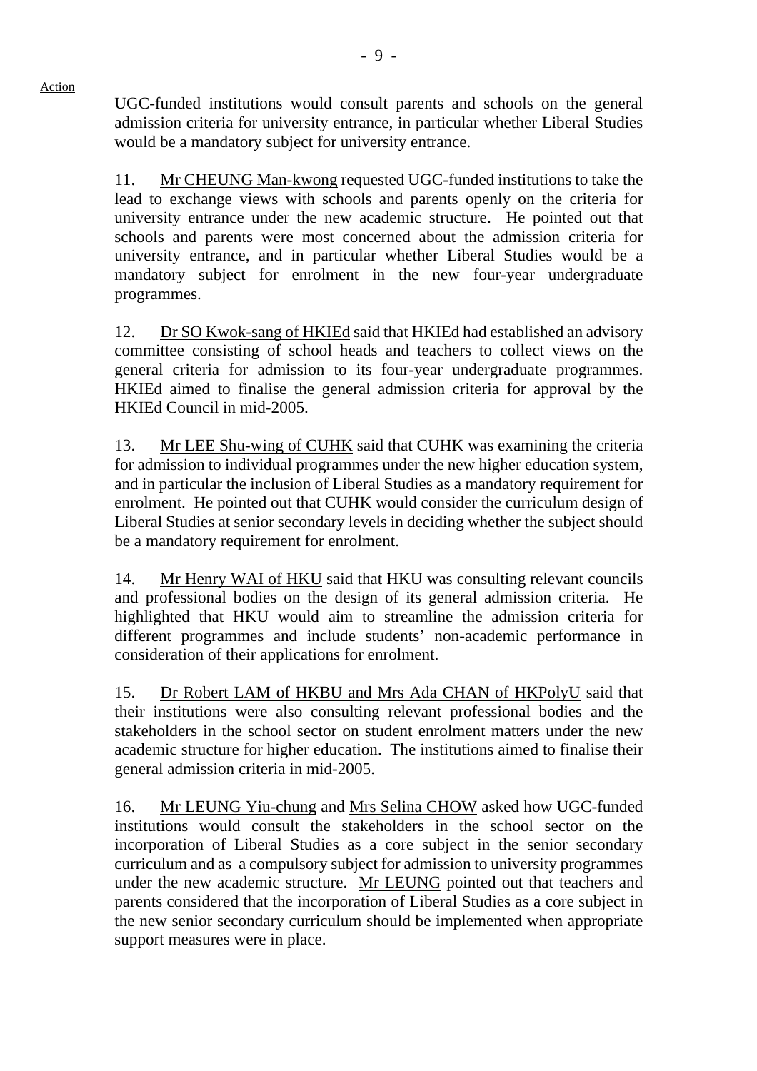Action

UGC-funded institutions would consult parents and schools on the general admission criteria for university entrance, in particular whether Liberal Studies would be a mandatory subject for university entrance.

11. Mr CHEUNG Man-kwong requested UGC-funded institutions to take the lead to exchange views with schools and parents openly on the criteria for university entrance under the new academic structure. He pointed out that schools and parents were most concerned about the admission criteria for university entrance, and in particular whether Liberal Studies would be a mandatory subject for enrolment in the new four-year undergraduate programmes.

12. Dr SO Kwok-sang of HKIEd said that HKIEd had established an advisory committee consisting of school heads and teachers to collect views on the general criteria for admission to its four-year undergraduate programmes. HKIEd aimed to finalise the general admission criteria for approval by the HKIEd Council in mid-2005.

13. Mr LEE Shu-wing of CUHK said that CUHK was examining the criteria for admission to individual programmes under the new higher education system, and in particular the inclusion of Liberal Studies as a mandatory requirement for enrolment. He pointed out that CUHK would consider the curriculum design of Liberal Studies at senior secondary levels in deciding whether the subject should be a mandatory requirement for enrolment.

14. Mr Henry WAI of HKU said that HKU was consulting relevant councils and professional bodies on the design of its general admission criteria. He highlighted that HKU would aim to streamline the admission criteria for different programmes and include students' non-academic performance in consideration of their applications for enrolment.

15. Dr Robert LAM of HKBU and Mrs Ada CHAN of HKPolyU said that their institutions were also consulting relevant professional bodies and the stakeholders in the school sector on student enrolment matters under the new academic structure for higher education. The institutions aimed to finalise their general admission criteria in mid-2005.

16. Mr LEUNG Yiu-chung and Mrs Selina CHOW asked how UGC-funded institutions would consult the stakeholders in the school sector on the incorporation of Liberal Studies as a core subject in the senior secondary curriculum and as a compulsory subject for admission to university programmes under the new academic structure. Mr LEUNG pointed out that teachers and parents considered that the incorporation of Liberal Studies as a core subject in the new senior secondary curriculum should be implemented when appropriate support measures were in place.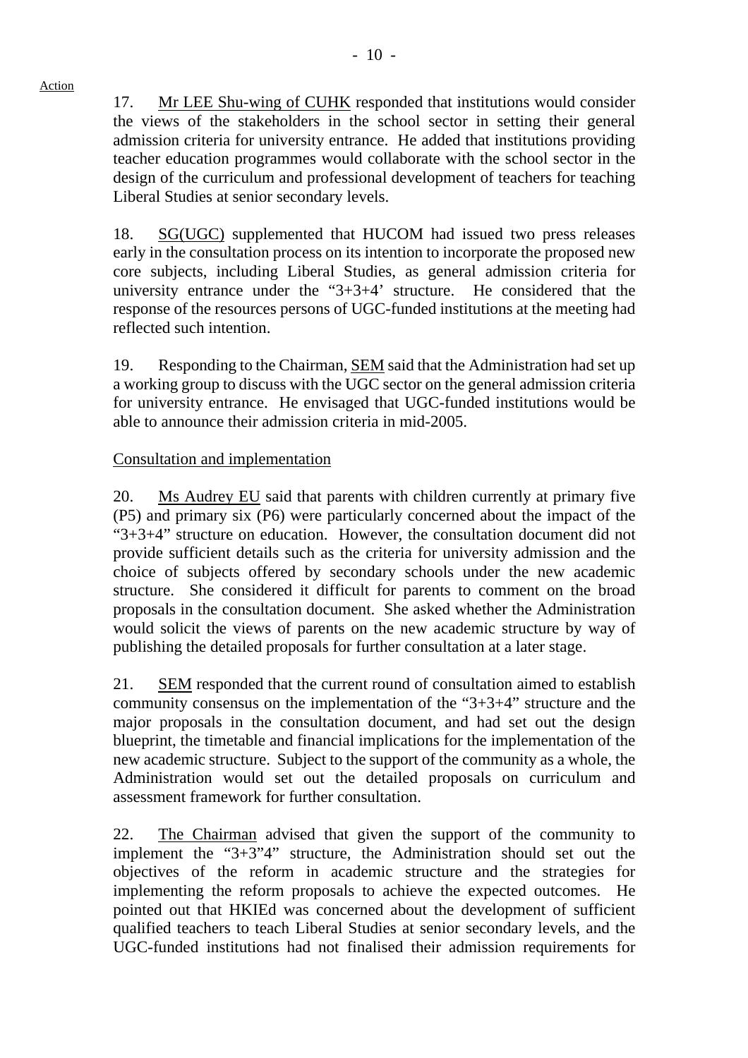Action

17. Mr LEE Shu-wing of CUHK responded that institutions would consider the views of the stakeholders in the school sector in setting their general admission criteria for university entrance. He added that institutions providing teacher education programmes would collaborate with the school sector in the design of the curriculum and professional development of teachers for teaching Liberal Studies at senior secondary levels.

18. SG(UGC) supplemented that HUCOM had issued two press releases early in the consultation process on its intention to incorporate the proposed new core subjects, including Liberal Studies, as general admission criteria for university entrance under the "3+3+4' structure. He considered that the response of the resources persons of UGC-funded institutions at the meeting had reflected such intention.

19. Responding to the Chairman, SEM said that the Administration had set up a working group to discuss with the UGC sector on the general admission criteria for university entrance. He envisaged that UGC-funded institutions would be able to announce their admission criteria in mid-2005.

Consultation and implementation

20. Ms Audrey EU said that parents with children currently at primary five (P5) and primary six (P6) were particularly concerned about the impact of the "3+3+4" structure on education. However, the consultation document did not provide sufficient details such as the criteria for university admission and the choice of subjects offered by secondary schools under the new academic structure. She considered it difficult for parents to comment on the broad proposals in the consultation document. She asked whether the Administration would solicit the views of parents on the new academic structure by way of publishing the detailed proposals for further consultation at a later stage.

21. SEM responded that the current round of consultation aimed to establish community consensus on the implementation of the "3+3+4" structure and the major proposals in the consultation document, and had set out the design blueprint, the timetable and financial implications for the implementation of the new academic structure. Subject to the support of the community as a whole, the Administration would set out the detailed proposals on curriculum and assessment framework for further consultation.

22. The Chairman advised that given the support of the community to implement the "3+3"4" structure, the Administration should set out the objectives of the reform in academic structure and the strategies for implementing the reform proposals to achieve the expected outcomes. He pointed out that HKIEd was concerned about the development of sufficient qualified teachers to teach Liberal Studies at senior secondary levels, and the UGC-funded institutions had not finalised their admission requirements for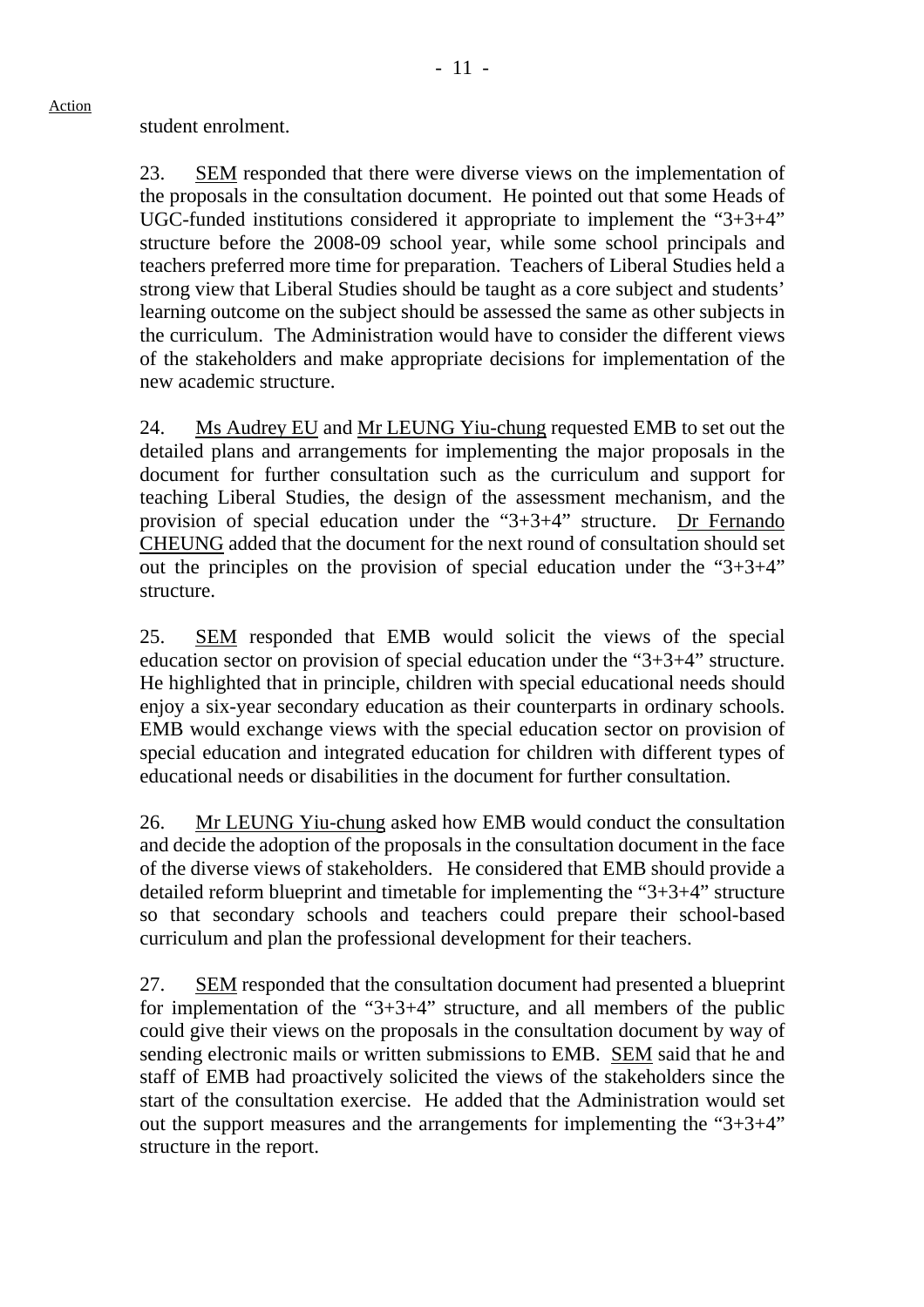student enrolment.

23. SEM responded that there were diverse views on the implementation of the proposals in the consultation document. He pointed out that some Heads of UGC-funded institutions considered it appropriate to implement the "3+3+4" structure before the 2008-09 school year, while some school principals and teachers preferred more time for preparation. Teachers of Liberal Studies held a strong view that Liberal Studies should be taught as a core subject and students' learning outcome on the subject should be assessed the same as other subjects in the curriculum. The Administration would have to consider the different views of the stakeholders and make appropriate decisions for implementation of the new academic structure.

24. Ms Audrey EU and Mr LEUNG Yiu-chung requested EMB to set out the detailed plans and arrangements for implementing the major proposals in the document for further consultation such as the curriculum and support for teaching Liberal Studies, the design of the assessment mechanism, and the provision of special education under the "3+3+4" structure. Dr Fernando CHEUNG added that the document for the next round of consultation should set out the principles on the provision of special education under the "3+3+4" structure.

25. SEM responded that EMB would solicit the views of the special education sector on provision of special education under the "3+3+4" structure. He highlighted that in principle, children with special educational needs should enjoy a six-year secondary education as their counterparts in ordinary schools. EMB would exchange views with the special education sector on provision of special education and integrated education for children with different types of educational needs or disabilities in the document for further consultation.

26. Mr LEUNG Yiu-chung asked how EMB would conduct the consultation and decide the adoption of the proposals in the consultation document in the face of the diverse views of stakeholders. He considered that EMB should provide a detailed reform blueprint and timetable for implementing the "3+3+4" structure so that secondary schools and teachers could prepare their school-based curriculum and plan the professional development for their teachers.

27. SEM responded that the consultation document had presented a blueprint for implementation of the "3+3+4" structure, and all members of the public could give their views on the proposals in the consultation document by way of sending electronic mails or written submissions to EMB. SEM said that he and staff of EMB had proactively solicited the views of the stakeholders since the start of the consultation exercise. He added that the Administration would set out the support measures and the arrangements for implementing the "3+3+4" structure in the report.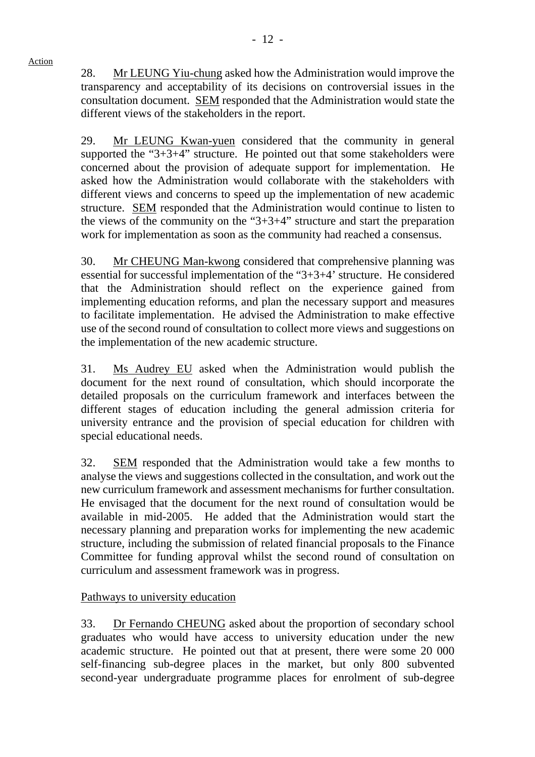Action

28. Mr LEUNG Yiu-chung asked how the Administration would improve the transparency and acceptability of its decisions on controversial issues in the consultation document. SEM responded that the Administration would state the different views of the stakeholders in the report.

29. Mr LEUNG Kwan-yuen considered that the community in general supported the "3+3+4" structure. He pointed out that some stakeholders were concerned about the provision of adequate support for implementation. He asked how the Administration would collaborate with the stakeholders with different views and concerns to speed up the implementation of new academic structure. SEM responded that the Administration would continue to listen to the views of the community on the "3+3+4" structure and start the preparation work for implementation as soon as the community had reached a consensus.

30. Mr CHEUNG Man-kwong considered that comprehensive planning was essential for successful implementation of the "3+3+4' structure. He considered that the Administration should reflect on the experience gained from implementing education reforms, and plan the necessary support and measures to facilitate implementation. He advised the Administration to make effective use of the second round of consultation to collect more views and suggestions on the implementation of the new academic structure.

31. Ms Audrey EU asked when the Administration would publish the document for the next round of consultation, which should incorporate the detailed proposals on the curriculum framework and interfaces between the different stages of education including the general admission criteria for university entrance and the provision of special education for children with special educational needs.

32. SEM responded that the Administration would take a few months to analyse the views and suggestions collected in the consultation, and work out the new curriculum framework and assessment mechanisms for further consultation. He envisaged that the document for the next round of consultation would be available in mid-2005. He added that the Administration would start the necessary planning and preparation works for implementing the new academic structure, including the submission of related financial proposals to the Finance Committee for funding approval whilst the second round of consultation on curriculum and assessment framework was in progress.

Pathways to university education

33. Dr Fernando CHEUNG asked about the proportion of secondary school graduates who would have access to university education under the new academic structure. He pointed out that at present, there were some 20 000 self-financing sub-degree places in the market, but only 800 subvented second-year undergraduate programme places for enrolment of sub-degree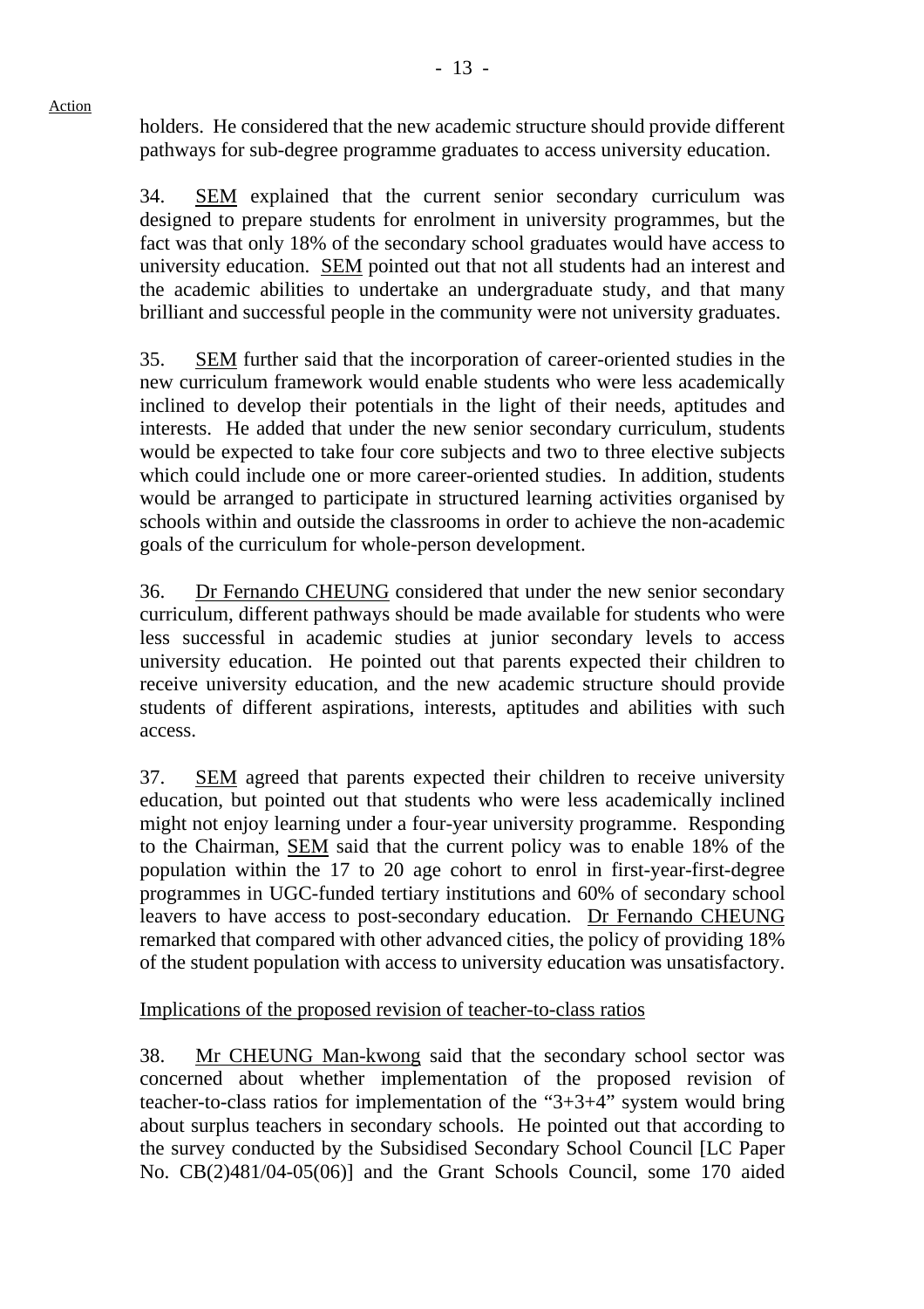holders. He considered that the new academic structure should provide different pathways for sub-degree programme graduates to access university education.

34. SEM explained that the current senior secondary curriculum was designed to prepare students for enrolment in university programmes, but the fact was that only 18% of the secondary school graduates would have access to university education. SEM pointed out that not all students had an interest and the academic abilities to undertake an undergraduate study, and that many brilliant and successful people in the community were not university graduates.

35. SEM further said that the incorporation of career-oriented studies in the new curriculum framework would enable students who were less academically inclined to develop their potentials in the light of their needs, aptitudes and interests. He added that under the new senior secondary curriculum, students would be expected to take four core subjects and two to three elective subjects which could include one or more career-oriented studies. In addition, students would be arranged to participate in structured learning activities organised by schools within and outside the classrooms in order to achieve the non-academic goals of the curriculum for whole-person development.

36. Dr Fernando CHEUNG considered that under the new senior secondary curriculum, different pathways should be made available for students who were less successful in academic studies at junior secondary levels to access university education. He pointed out that parents expected their children to receive university education, and the new academic structure should provide students of different aspirations, interests, aptitudes and abilities with such access.

37. SEM agreed that parents expected their children to receive university education, but pointed out that students who were less academically inclined might not enjoy learning under a four-year university programme. Responding to the Chairman, SEM said that the current policy was to enable 18% of the population within the 17 to 20 age cohort to enrol in first-year-first-degree programmes in UGC-funded tertiary institutions and 60% of secondary school leavers to have access to post-secondary education. Dr Fernando CHEUNG remarked that compared with other advanced cities, the policy of providing 18% of the student population with access to university education was unsatisfactory.

Implications of the proposed revision of teacher-to-class ratios

38. Mr CHEUNG Man-kwong said that the secondary school sector was concerned about whether implementation of the proposed revision of teacher-to-class ratios for implementation of the "3+3+4" system would bring about surplus teachers in secondary schools. He pointed out that according to the survey conducted by the Subsidised Secondary School Council [LC Paper No. CB(2)481/04-05(06)] and the Grant Schools Council, some 170 aided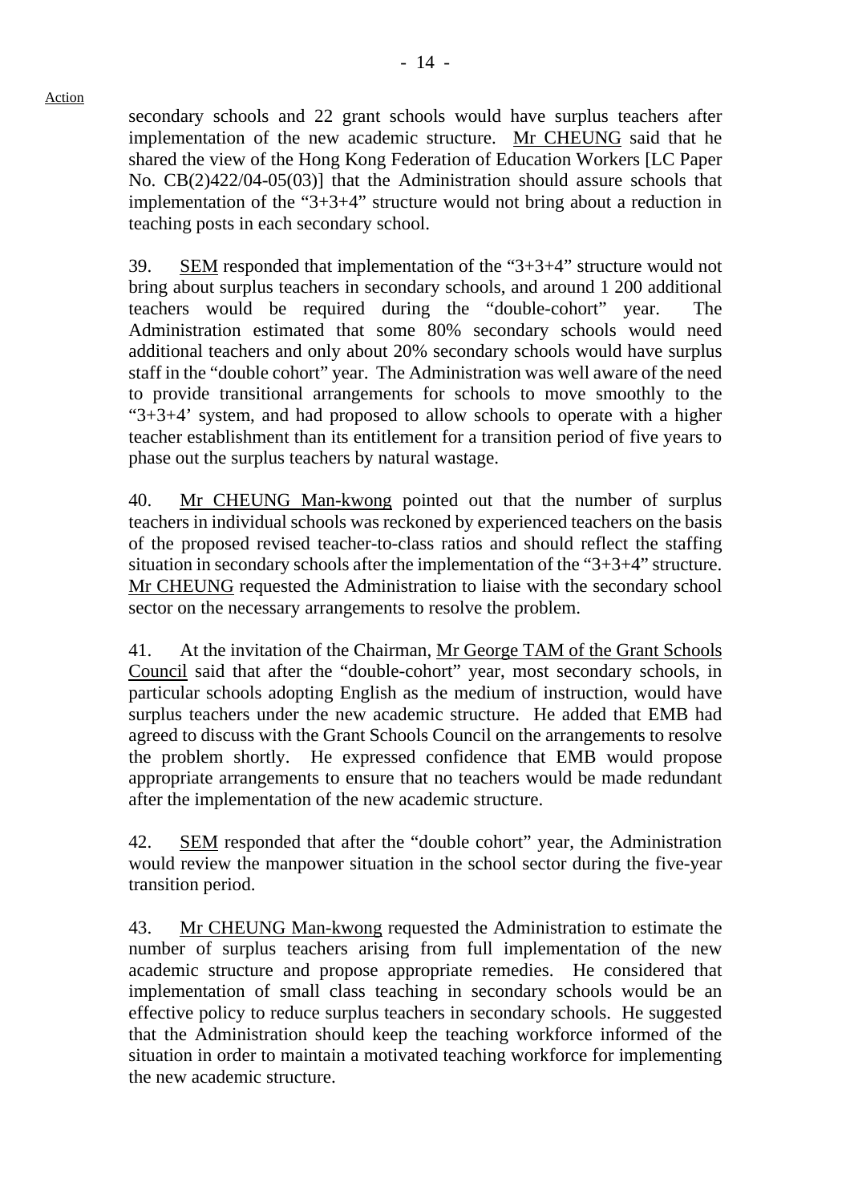secondary schools and 22 grant schools would have surplus teachers after implementation of the new academic structure. Mr CHEUNG said that he shared the view of the Hong Kong Federation of Education Workers [LC Paper No. CB(2)422/04-05(03)] that the Administration should assure schools that implementation of the "3+3+4" structure would not bring about a reduction in teaching posts in each secondary school.

39. SEM responded that implementation of the "3+3+4" structure would not bring about surplus teachers in secondary schools, and around 1 200 additional teachers would be required during the "double-cohort" year. The Administration estimated that some 80% secondary schools would need additional teachers and only about 20% secondary schools would have surplus staff in the "double cohort" year. The Administration was well aware of the need to provide transitional arrangements for schools to move smoothly to the "3+3+4' system, and had proposed to allow schools to operate with a higher teacher establishment than its entitlement for a transition period of five years to phase out the surplus teachers by natural wastage.

40. Mr CHEUNG Man-kwong pointed out that the number of surplus teachers in individual schools was reckoned by experienced teachers on the basis of the proposed revised teacher-to-class ratios and should reflect the staffing situation in secondary schools after the implementation of the "3+3+4" structure. Mr CHEUNG requested the Administration to liaise with the secondary school sector on the necessary arrangements to resolve the problem.

41. At the invitation of the Chairman, Mr George TAM of the Grant Schools Council said that after the "double-cohort" year, most secondary schools, in particular schools adopting English as the medium of instruction, would have surplus teachers under the new academic structure. He added that EMB had agreed to discuss with the Grant Schools Council on the arrangements to resolve the problem shortly. He expressed confidence that EMB would propose appropriate arrangements to ensure that no teachers would be made redundant after the implementation of the new academic structure.

42. SEM responded that after the "double cohort" year, the Administration would review the manpower situation in the school sector during the five-year transition period.

43. Mr CHEUNG Man-kwong requested the Administration to estimate the number of surplus teachers arising from full implementation of the new academic structure and propose appropriate remedies. He considered that implementation of small class teaching in secondary schools would be an effective policy to reduce surplus teachers in secondary schools. He suggested that the Administration should keep the teaching workforce informed of the situation in order to maintain a motivated teaching workforce for implementing the new academic structure.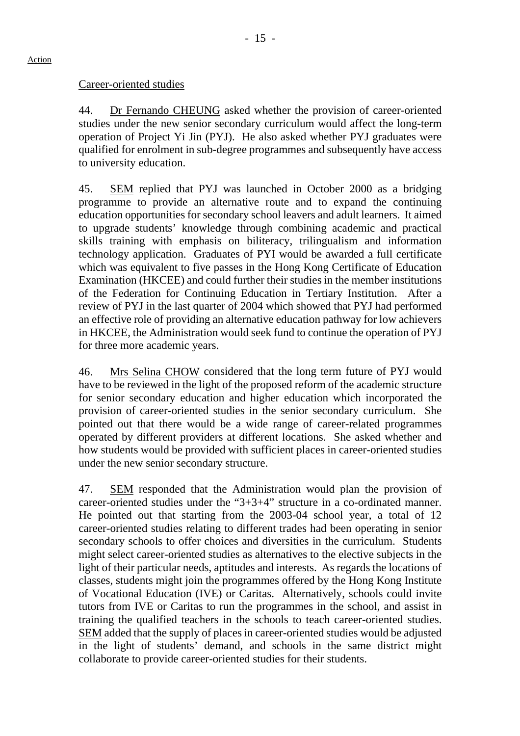Action

Career-oriented studies

44. Dr Fernando CHEUNG asked whether the provision of career-oriented studies under the new senior secondary curriculum would affect the long-term operation of Project Yi Jin (PYJ). He also asked whether PYJ graduates were qualified for enrolment in sub-degree programmes and subsequently have access to university education.

45. SEM replied that PYJ was launched in October 2000 as a bridging programme to provide an alternative route and to expand the continuing education opportunities for secondary school leavers and adult learners. It aimed to upgrade students' knowledge through combining academic and practical skills training with emphasis on biliteracy, trilingualism and information technology application. Graduates of PYI would be awarded a full certificate which was equivalent to five passes in the Hong Kong Certificate of Education Examination (HKCEE) and could further their studies in the member institutions of the Federation for Continuing Education in Tertiary Institution. After a review of PYJ in the last quarter of 2004 which showed that PYJ had performed an effective role of providing an alternative education pathway for low achievers in HKCEE, the Administration would seek fund to continue the operation of PYJ for three more academic years.

46. Mrs Selina CHOW considered that the long term future of PYJ would have to be reviewed in the light of the proposed reform of the academic structure for senior secondary education and higher education which incorporated the provision of career-oriented studies in the senior secondary curriculum. She pointed out that there would be a wide range of career-related programmes operated by different providers at different locations. She asked whether and how students would be provided with sufficient places in career-oriented studies under the new senior secondary structure.

47. SEM responded that the Administration would plan the provision of career-oriented studies under the "3+3+4" structure in a co-ordinated manner. He pointed out that starting from the 2003-04 school year, a total of 12 career-oriented studies relating to different trades had been operating in senior secondary schools to offer choices and diversities in the curriculum. Students might select career-oriented studies as alternatives to the elective subjects in the light of their particular needs, aptitudes and interests. As regards the locations of classes, students might join the programmes offered by the Hong Kong Institute of Vocational Education (IVE) or Caritas. Alternatively, schools could invite tutors from IVE or Caritas to run the programmes in the school, and assist in training the qualified teachers in the schools to teach career-oriented studies. SEM added that the supply of places in career-oriented studies would be adjusted in the light of students' demand, and schools in the same district might collaborate to provide career-oriented studies for their students.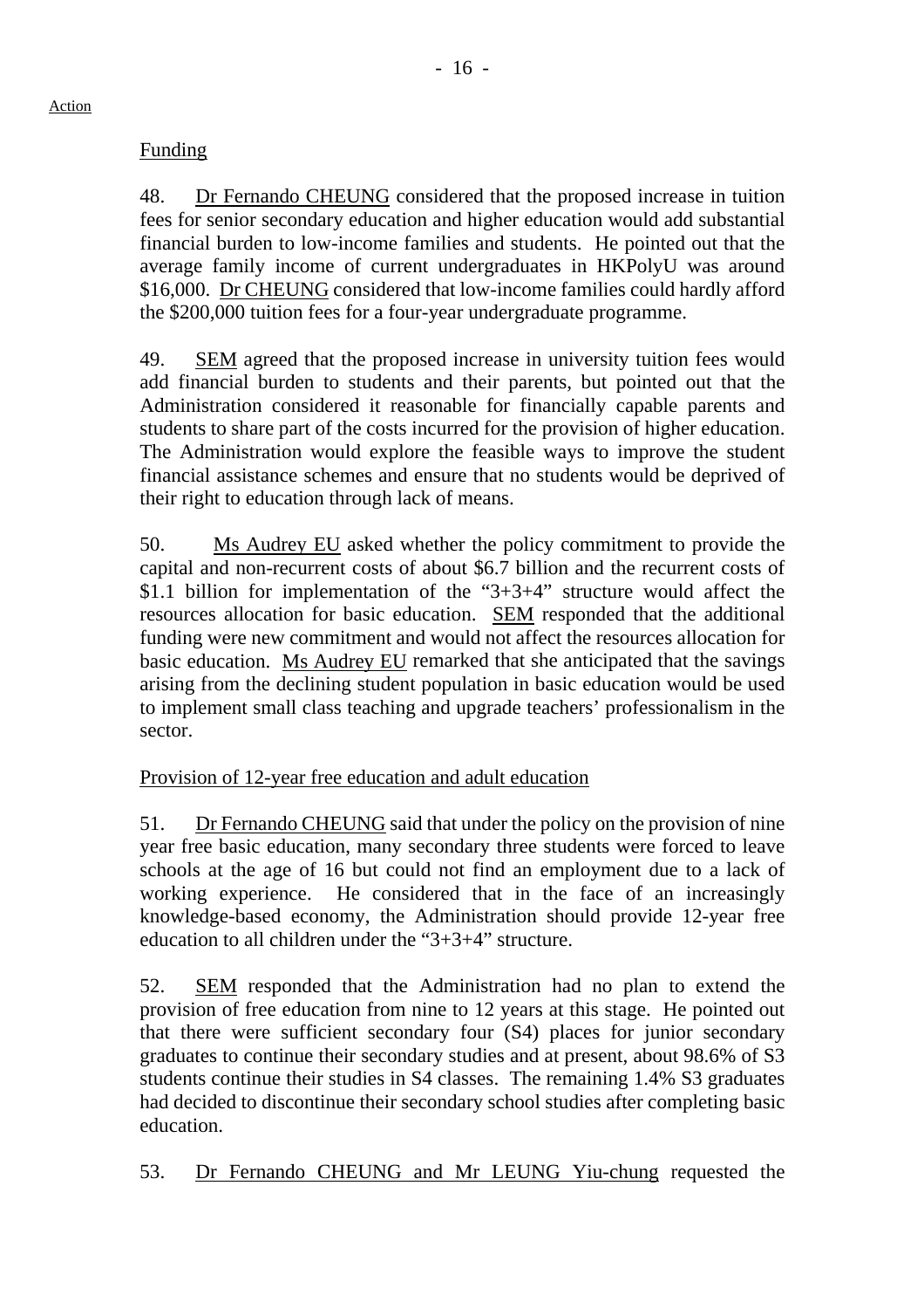Action

Funding

48. Dr Fernando CHEUNG considered that the proposed increase in tuition fees for senior secondary education and higher education would add substantial financial burden to low-income families and students. He pointed out that the average family income of current undergraduates in HKPolyU was around $16,000. Dr CHEUNG considered that low-income families could hardly afford the $200,000 tuition fees for a four-year undergraduate programme.

49. SEM agreed that the proposed increase in university tuition fees would add financial burden to students and their parents, but pointed out that the Administration considered it reasonable for financially capable parents and students to share part of the costs incurred for the provision of higher education. The Administration would explore the feasible ways to improve the student financial assistance schemes and ensure that no students would be deprived of their right to education through lack of means.

50. Ms Audrey EU asked whether the policy commitment to provide the capital and non-recurrent costs of about $6.7 billion and the recurrent costs of $1.1 billion for implementation of the "3+3+4" structure would affect the resources allocation for basic education. SEM responded that the additional funding were new commitment and would not affect the resources allocation for basic education. Ms Audrey EU remarked that she anticipated that the savings arising from the declining student population in basic education would be used to implement small class teaching and upgrade teachers' professionalism in the sector.

Provision of 12-year free education and adult education

51. Dr Fernando CHEUNG said that under the policy on the provision of nine year free basic education, many secondary three students were forced to leave schools at the age of 16 but could not find an employment due to a lack of working experience. He considered that in the face of an increasingly knowledge-based economy, the Administration should provide 12-year free education to all children under the "3+3+4" structure.

52. SEM responded that the Administration had no plan to extend the provision of free education from nine to 12 years at this stage. He pointed out that there were sufficient secondary four (S4) places for junior secondary graduates to continue their secondary studies and at present, about 98.6% of S3 students continue their studies in S4 classes. The remaining 1.4% S3 graduates had decided to discontinue their secondary school studies after completing basic education.

53. Dr Fernando CHEUNG and Mr LEUNG Yiu-chung requested the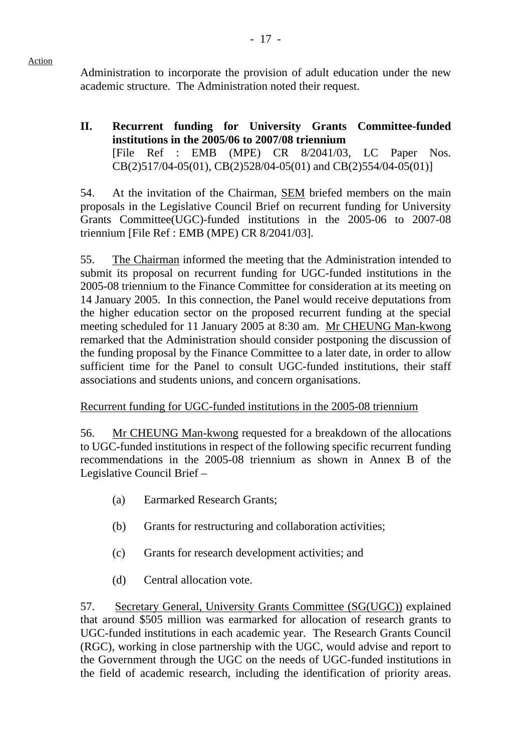Administration to incorporate the provision of adult education under the new academic structure. The Administration noted their request.

## II. Recurrent funding for University Grants Committee-funded institutions in the 2005/06 to 2007/08 triennium

[File Ref : EMB (MPE) CR 8/2041/03, LC Paper Nos. CB(2)517/04-05(01), CB(2)528/04-05(01) and CB(2)554/04-05(01)]

54. At the invitation of the Chairman, SEM briefed members on the main proposals in the Legislative Council Brief on recurrent funding for University Grants Committee(UGC)-funded institutions in the 2005-06 to 2007-08 triennium [File Ref : EMB (MPE) CR 8/2041/03].

55. The Chairman informed the meeting that the Administration intended to submit its proposal on recurrent funding for UGC-funded institutions in the 2005-08 triennium to the Finance Committee for consideration at its meeting on 14 January 2005. In this connection, the Panel would receive deputations from the higher education sector on the proposed recurrent funding at the special meeting scheduled for 11 January 2005 at 8:30 am. Mr CHEUNG Man-kwong remarked that the Administration should consider postponing the discussion of the funding proposal by the Finance Committee to a later date, in order to allow sufficient time for the Panel to consult UGC-funded institutions, their staff associations and students unions, and concern organisations.

Recurrent funding for UGC-funded institutions in the 2005-08 triennium

56. Mr CHEUNG Man-kwong requested for a breakdown of the allocations to UGC-funded institutions in respect of the following specific recurrent funding recommendations in the 2005-08 triennium as shown in Annex B of the Legislative Council Brief –

(a) Earmarked Research Grants;

(b) Grants for restructuring and collaboration activities;

(c) Grants for research development activities; and

(d) Central allocation vote.

57. Secretary General, University Grants Committee (SG(UGC)) explained that around $505 million was earmarked for allocation of research grants to UGC-funded institutions in each academic year. The Research Grants Council (RGC), working in close partnership with the UGC, would advise and report to the Government through the UGC on the needs of UGC-funded institutions in the field of academic research, including the identification of priority areas.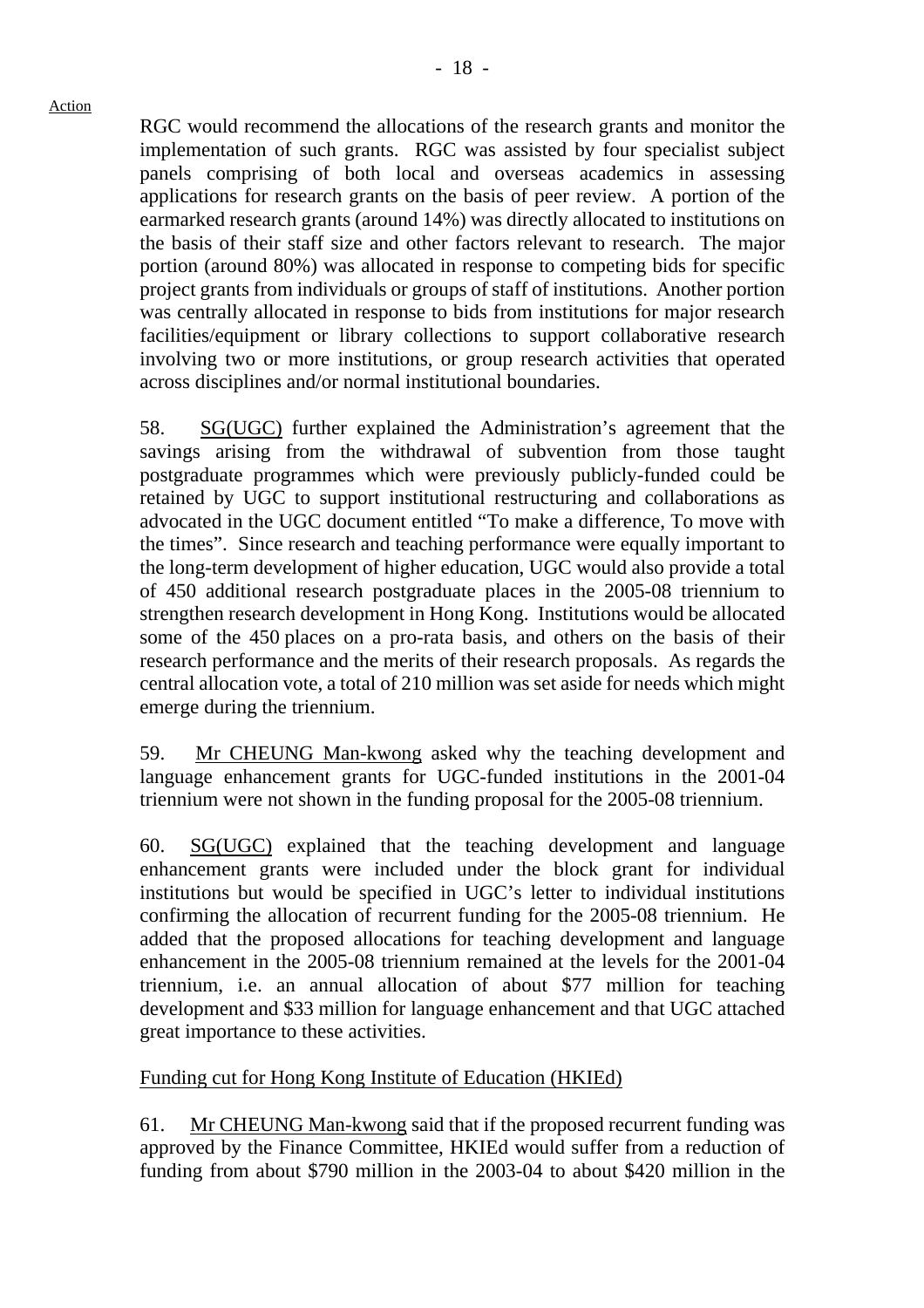Action

RGC would recommend the allocations of the research grants and monitor the implementation of such grants. RGC was assisted by four specialist subject panels comprising of both local and overseas academics in assessing applications for research grants on the basis of peer review. A portion of the earmarked research grants (around 14%) was directly allocated to institutions on the basis of their staff size and other factors relevant to research. The major portion (around 80%) was allocated in response to competing bids for specific project grants from individuals or groups of staff of institutions. Another portion was centrally allocated in response to bids from institutions for major research facilities/equipment or library collections to support collaborative research involving two or more institutions, or group research activities that operated across disciplines and/or normal institutional boundaries.

58. SG(UGC) further explained the Administration's agreement that the savings arising from the withdrawal of subvention from those taught postgraduate programmes which were previously publicly-funded could be retained by UGC to support institutional restructuring and collaborations as advocated in the UGC document entitled "To make a difference, To move with the times". Since research and teaching performance were equally important to the long-term development of higher education, UGC would also provide a total of 450 additional research postgraduate places in the 2005-08 triennium to strengthen research development in Hong Kong. Institutions would be allocated some of the 450 places on a pro-rata basis, and others on the basis of their research performance and the merits of their research proposals. As regards the central allocation vote, a total of 210 million was set aside for needs which might emerge during the triennium.

59. Mr CHEUNG Man-kwong asked why the teaching development and language enhancement grants for UGC-funded institutions in the 2001-04 triennium were not shown in the funding proposal for the 2005-08 triennium.

60. SG(UGC) explained that the teaching development and language enhancement grants were included under the block grant for individual institutions but would be specified in UGC's letter to individual institutions confirming the allocation of recurrent funding for the 2005-08 triennium. He added that the proposed allocations for teaching development and language enhancement in the 2005-08 triennium remained at the levels for the 2001-04 triennium, i.e. an annual allocation of about $77 million for teaching development and $33 million for language enhancement and that UGC attached great importance to these activities.

Funding cut for Hong Kong Institute of Education (HKIEd)

61. Mr CHEUNG Man-kwong said that if the proposed recurrent funding was approved by the Finance Committee, HKIEd would suffer from a reduction of funding from about $790 million in the 2003-04 to about $420 million in the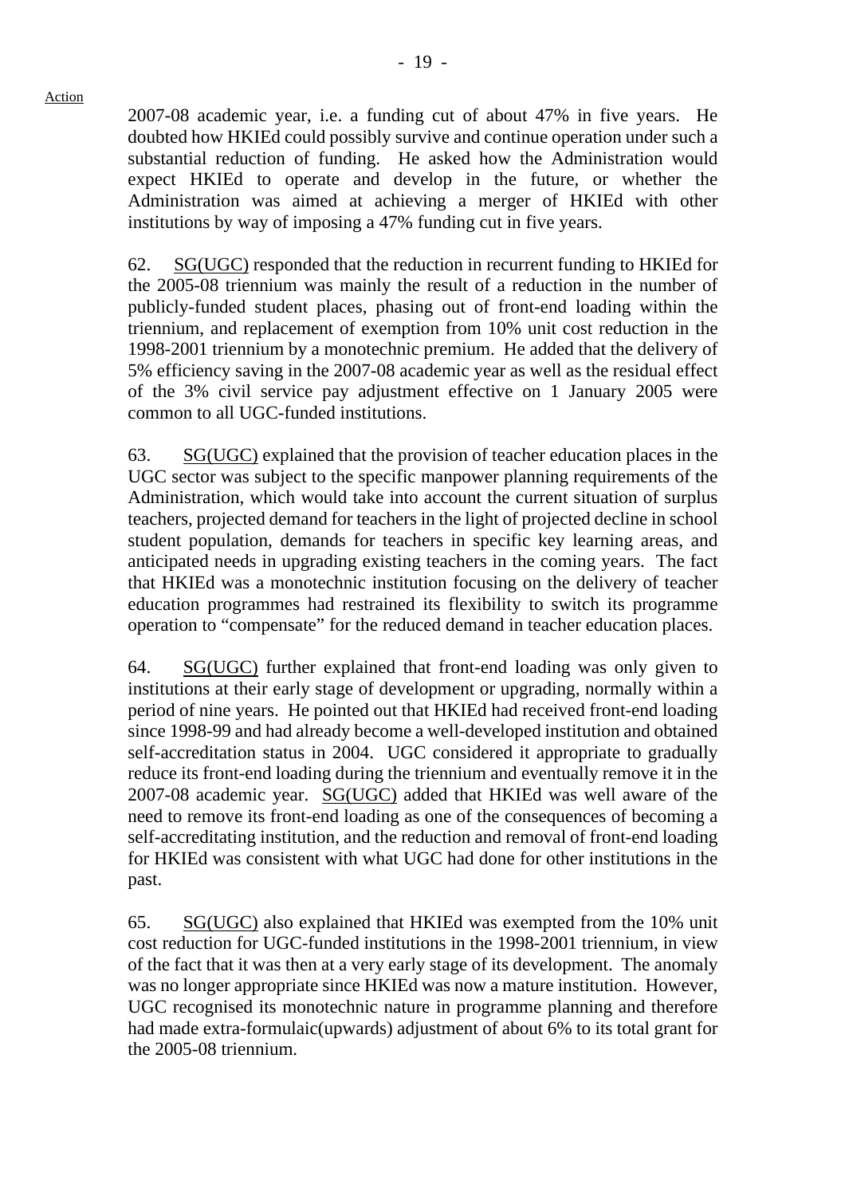Action

2007-08 academic year, i.e. a funding cut of about 47% in five years. He doubted how HKIEd could possibly survive and continue operation under such a substantial reduction of funding. He asked how the Administration would expect HKIEd to operate and develop in the future, or whether the Administration was aimed at achieving a merger of HKIEd with other institutions by way of imposing a 47% funding cut in five years.

62. SG(UGC) responded that the reduction in recurrent funding to HKIEd for the 2005-08 triennium was mainly the result of a reduction in the number of publicly-funded student places, phasing out of front-end loading within the triennium, and replacement of exemption from 10% unit cost reduction in the 1998-2001 triennium by a monotechnic premium. He added that the delivery of 5% efficiency saving in the 2007-08 academic year as well as the residual effect of the 3% civil service pay adjustment effective on 1 January 2005 were common to all UGC-funded institutions.

63. SG(UGC) explained that the provision of teacher education places in the UGC sector was subject to the specific manpower planning requirements of the Administration, which would take into account the current situation of surplus teachers, projected demand for teachers in the light of projected decline in school student population, demands for teachers in specific key learning areas, and anticipated needs in upgrading existing teachers in the coming years. The fact that HKIEd was a monotechnic institution focusing on the delivery of teacher education programmes had restrained its flexibility to switch its programme operation to "compensate" for the reduced demand in teacher education places.

64. SG(UGC) further explained that front-end loading was only given to institutions at their early stage of development or upgrading, normally within a period of nine years. He pointed out that HKIEd had received front-end loading since 1998-99 and had already become a well-developed institution and obtained self-accreditation status in 2004. UGC considered it appropriate to gradually reduce its front-end loading during the triennium and eventually remove it in the 2007-08 academic year. SG(UGC) added that HKIEd was well aware of the need to remove its front-end loading as one of the consequences of becoming a self-accreditating institution, and the reduction and removal of front-end loading for HKIEd was consistent with what UGC had done for other institutions in the past.

65. SG(UGC) also explained that HKIEd was exempted from the 10% unit cost reduction for UGC-funded institutions in the 1998-2001 triennium, in view of the fact that it was then at a very early stage of its development. The anomaly was no longer appropriate since HKIEd was now a mature institution. However, UGC recognised its monotechnic nature in programme planning and therefore had made extra-formulaic(upwards) adjustment of about 6% to its total grant for the 2005-08 triennium.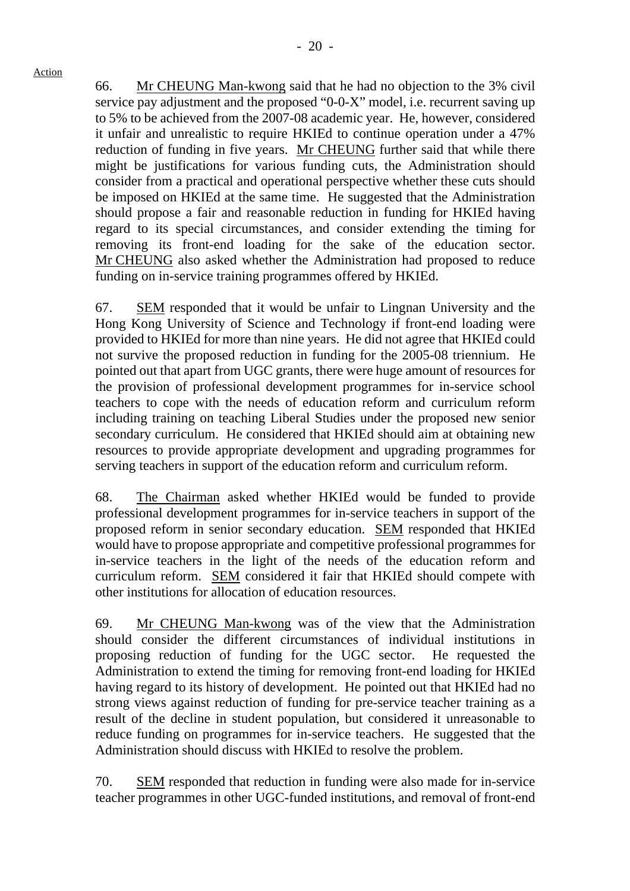Action

66. Mr CHEUNG Man-kwong said that he had no objection to the 3% civil service pay adjustment and the proposed "0-0-X" model, i.e. recurrent saving up to 5% to be achieved from the 2007-08 academic year. He, however, considered it unfair and unrealistic to require HKIEd to continue operation under a 47% reduction of funding in five years. Mr CHEUNG further said that while there might be justifications for various funding cuts, the Administration should consider from a practical and operational perspective whether these cuts should be imposed on HKIEd at the same time. He suggested that the Administration should propose a fair and reasonable reduction in funding for HKIEd having regard to its special circumstances, and consider extending the timing for removing its front-end loading for the sake of the education sector. Mr CHEUNG also asked whether the Administration had proposed to reduce funding on in-service training programmes offered by HKIEd.

67. SEM responded that it would be unfair to Lingnan University and the Hong Kong University of Science and Technology if front-end loading were provided to HKIEd for more than nine years. He did not agree that HKIEd could not survive the proposed reduction in funding for the 2005-08 triennium. He pointed out that apart from UGC grants, there were huge amount of resources for the provision of professional development programmes for in-service school teachers to cope with the needs of education reform and curriculum reform including training on teaching Liberal Studies under the proposed new senior secondary curriculum. He considered that HKIEd should aim at obtaining new resources to provide appropriate development and upgrading programmes for serving teachers in support of the education reform and curriculum reform.

68. The Chairman asked whether HKIEd would be funded to provide professional development programmes for in-service teachers in support of the proposed reform in senior secondary education. SEM responded that HKIEd would have to propose appropriate and competitive professional programmes for in-service teachers in the light of the needs of the education reform and curriculum reform. SEM considered it fair that HKIEd should compete with other institutions for allocation of education resources.

69. Mr CHEUNG Man-kwong was of the view that the Administration should consider the different circumstances of individual institutions in proposing reduction of funding for the UGC sector. He requested the Administration to extend the timing for removing front-end loading for HKIEd having regard to its history of development. He pointed out that HKIEd had no strong views against reduction of funding for pre-service teacher training as a result of the decline in student population, but considered it unreasonable to reduce funding on programmes for in-service teachers. He suggested that the Administration should discuss with HKIEd to resolve the problem.

70. SEM responded that reduction in funding were also made for in-service teacher programmes in other UGC-funded institutions, and removal of front-end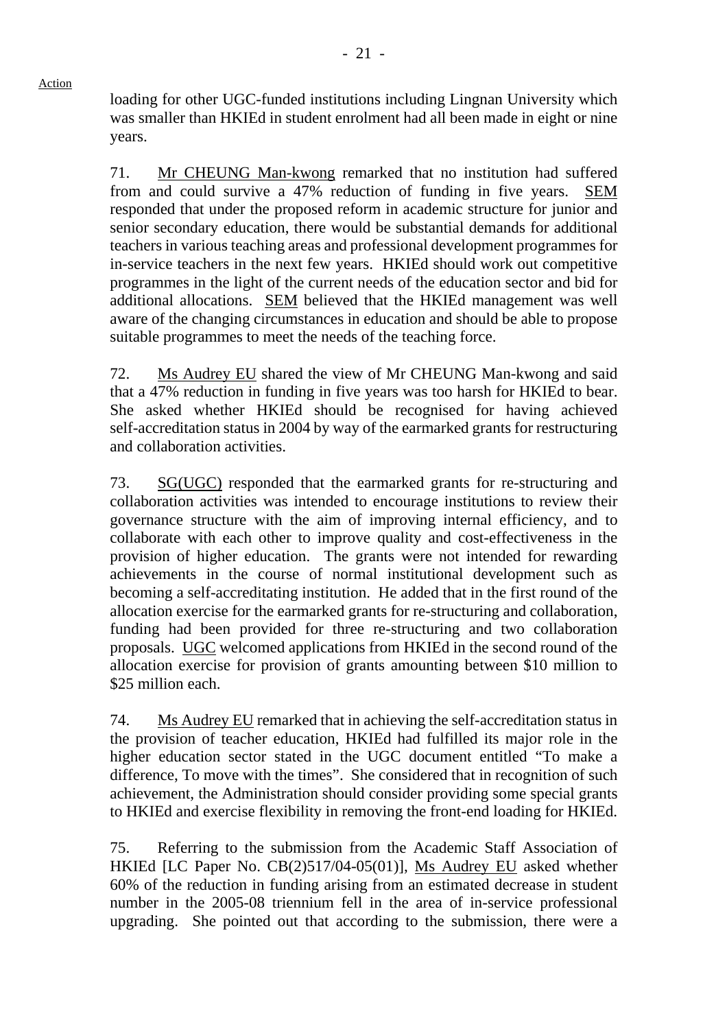loading for other UGC-funded institutions including Lingnan University which was smaller than HKIEd in student enrolment had all been made in eight or nine years.

71. Mr CHEUNG Man-kwong remarked that no institution had suffered from and could survive a 47% reduction of funding in five years. SEM responded that under the proposed reform in academic structure for junior and senior secondary education, there would be substantial demands for additional teachers in various teaching areas and professional development programmes for in-service teachers in the next few years. HKIEd should work out competitive programmes in the light of the current needs of the education sector and bid for additional allocations. SEM believed that the HKIEd management was well aware of the changing circumstances in education and should be able to propose suitable programmes to meet the needs of the teaching force.

72. Ms Audrey EU shared the view of Mr CHEUNG Man-kwong and said that a 47% reduction in funding in five years was too harsh for HKIEd to bear. She asked whether HKIEd should be recognised for having achieved self-accreditation status in 2004 by way of the earmarked grants for restructuring and collaboration activities.

73. SG(UGC) responded that the earmarked grants for re-structuring and collaboration activities was intended to encourage institutions to review their governance structure with the aim of improving internal efficiency, and to collaborate with each other to improve quality and cost-effectiveness in the provision of higher education. The grants were not intended for rewarding achievements in the course of normal institutional development such as becoming a self-accreditating institution. He added that in the first round of the allocation exercise for the earmarked grants for re-structuring and collaboration, funding had been provided for three re-structuring and two collaboration proposals. UGC welcomed applications from HKIEd in the second round of the allocation exercise for provision of grants amounting between $10 million to $25 million each.

74. Ms Audrey EU remarked that in achieving the self-accreditation status in the provision of teacher education, HKIEd had fulfilled its major role in the higher education sector stated in the UGC document entitled "To make a difference, To move with the times". She considered that in recognition of such achievement, the Administration should consider providing some special grants to HKIEd and exercise flexibility in removing the front-end loading for HKIEd.

75. Referring to the submission from the Academic Staff Association of HKIEd [LC Paper No. CB(2)517/04-05(01)], Ms Audrey EU asked whether 60% of the reduction in funding arising from an estimated decrease in student number in the 2005-08 triennium fell in the area of in-service professional upgrading. She pointed out that according to the submission, there were a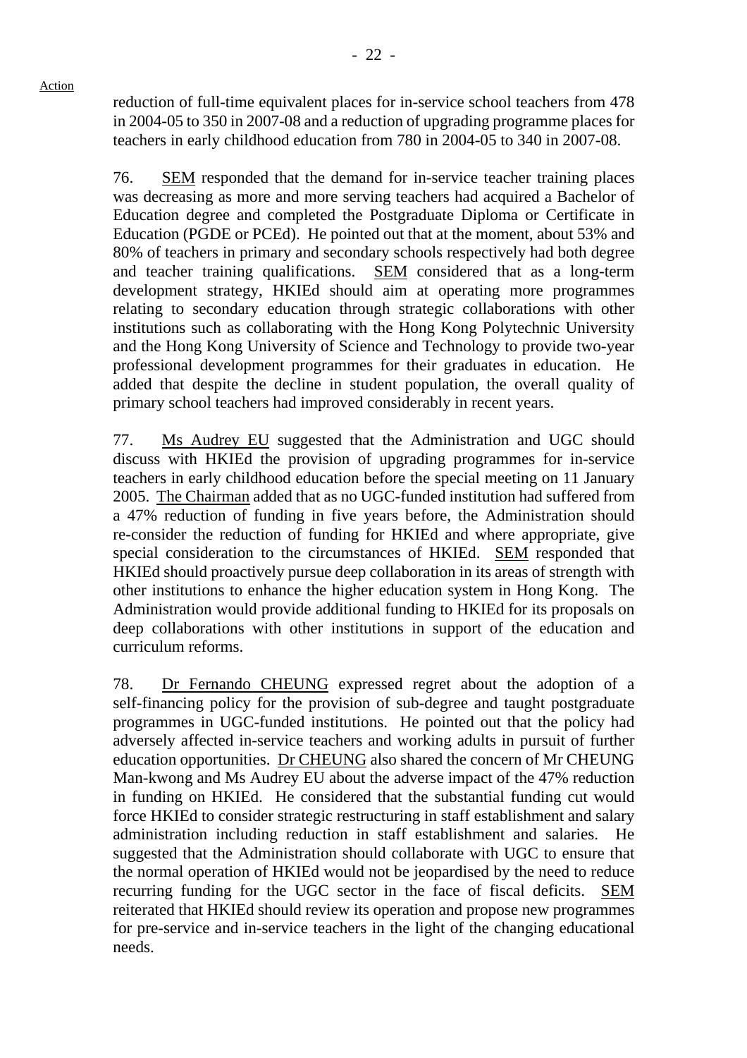reduction of full-time equivalent places for in-service school teachers from 478 in 2004-05 to 350 in 2007-08 and a reduction of upgrading programme places for teachers in early childhood education from 780 in 2004-05 to 340 in 2007-08.

76. SEM responded that the demand for in-service teacher training places was decreasing as more and more serving teachers had acquired a Bachelor of Education degree and completed the Postgraduate Diploma or Certificate in Education (PGDE or PCEd). He pointed out that at the moment, about 53% and 80% of teachers in primary and secondary schools respectively had both degree and teacher training qualifications. SEM considered that as a long-term development strategy, HKIEd should aim at operating more programmes relating to secondary education through strategic collaborations with other institutions such as collaborating with the Hong Kong Polytechnic University and the Hong Kong University of Science and Technology to provide two-year professional development programmes for their graduates in education. He added that despite the decline in student population, the overall quality of primary school teachers had improved considerably in recent years.

77. Ms Audrey EU suggested that the Administration and UGC should discuss with HKIEd the provision of upgrading programmes for in-service teachers in early childhood education before the special meeting on 11 January 2005. The Chairman added that as no UGC-funded institution had suffered from a 47% reduction of funding in five years before, the Administration should re-consider the reduction of funding for HKIEd and where appropriate, give special consideration to the circumstances of HKIEd. SEM responded that HKIEd should proactively pursue deep collaboration in its areas of strength with other institutions to enhance the higher education system in Hong Kong. The Administration would provide additional funding to HKIEd for its proposals on deep collaborations with other institutions in support of the education and curriculum reforms.

78. Dr Fernando CHEUNG expressed regret about the adoption of a self-financing policy for the provision of sub-degree and taught postgraduate programmes in UGC-funded institutions. He pointed out that the policy had adversely affected in-service teachers and working adults in pursuit of further education opportunities. Dr CHEUNG also shared the concern of Mr CHEUNG Man-kwong and Ms Audrey EU about the adverse impact of the 47% reduction in funding on HKIEd. He considered that the substantial funding cut would force HKIEd to consider strategic restructuring in staff establishment and salary administration including reduction in staff establishment and salaries. He suggested that the Administration should collaborate with UGC to ensure that the normal operation of HKIEd would not be jeopardised by the need to reduce recurring funding for the UGC sector in the face of fiscal deficits. SEM reiterated that HKIEd should review its operation and propose new programmes for pre-service and in-service teachers in the light of the changing educational needs.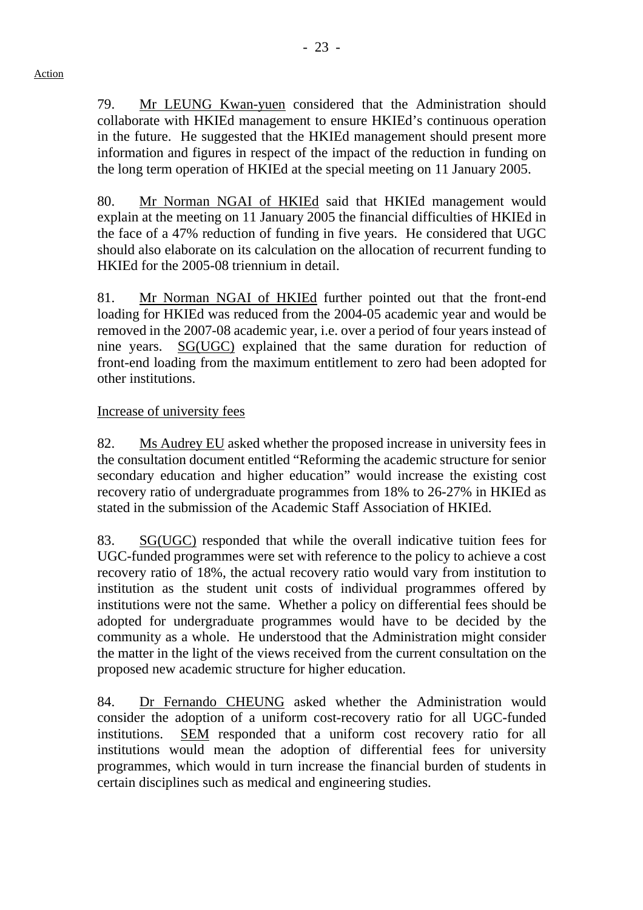Action

79. Mr LEUNG Kwan-yuen considered that the Administration should collaborate with HKIEd management to ensure HKIEd's continuous operation in the future. He suggested that the HKIEd management should present more information and figures in respect of the impact of the reduction in funding on the long term operation of HKIEd at the special meeting on 11 January 2005.

80. Mr Norman NGAI of HKIEd said that HKIEd management would explain at the meeting on 11 January 2005 the financial difficulties of HKIEd in the face of a 47% reduction of funding in five years. He considered that UGC should also elaborate on its calculation on the allocation of recurrent funding to HKIEd for the 2005-08 triennium in detail.

81. Mr Norman NGAI of HKIEd further pointed out that the front-end loading for HKIEd was reduced from the 2004-05 academic year and would be removed in the 2007-08 academic year, i.e. over a period of four years instead of nine years. SG(UGC) explained that the same duration for reduction of front-end loading from the maximum entitlement to zero had been adopted for other institutions.

Increase of university fees

82. Ms Audrey EU asked whether the proposed increase in university fees in the consultation document entitled "Reforming the academic structure for senior secondary education and higher education" would increase the existing cost recovery ratio of undergraduate programmes from 18% to 26-27% in HKIEd as stated in the submission of the Academic Staff Association of HKIEd.

83. SG(UGC) responded that while the overall indicative tuition fees for UGC-funded programmes were set with reference to the policy to achieve a cost recovery ratio of 18%, the actual recovery ratio would vary from institution to institution as the student unit costs of individual programmes offered by institutions were not the same. Whether a policy on differential fees should be adopted for undergraduate programmes would have to be decided by the community as a whole. He understood that the Administration might consider the matter in the light of the views received from the current consultation on the proposed new academic structure for higher education.

84. Dr Fernando CHEUNG asked whether the Administration would consider the adoption of a uniform cost-recovery ratio for all UGC-funded institutions. SEM responded that a uniform cost recovery ratio for all institutions would mean the adoption of differential fees for university programmes, which would in turn increase the financial burden of students in certain disciplines such as medical and engineering studies.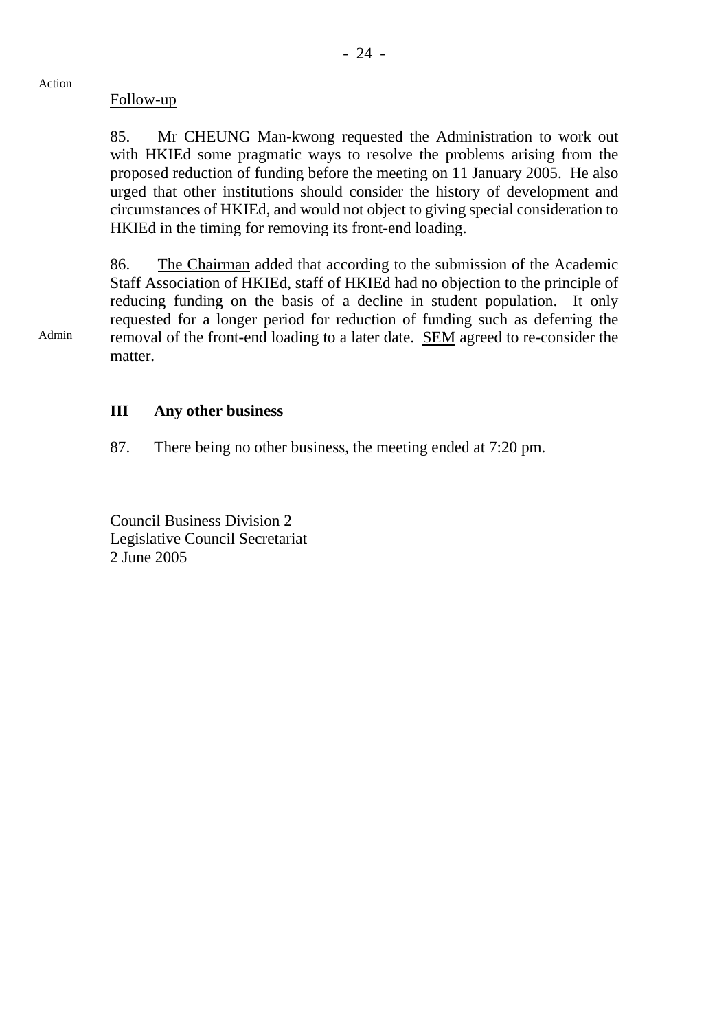Action

Follow-up

85. Mr CHEUNG Man-kwong requested the Administration to work out with HKIEd some pragmatic ways to resolve the problems arising from the proposed reduction of funding before the meeting on 11 January 2005. He also urged that other institutions should consider the history of development and circumstances of HKIEd, and would not object to giving special consideration to HKIEd in the timing for removing its front-end loading.

86. The Chairman added that according to the submission of the Academic Staff Association of HKIEd, staff of HKIEd had no objection to the principle of reducing funding on the basis of a decline in student population. It only requested for a longer period for reduction of funding such as deferring the removal of the front-end loading to a later date. SEM agreed to re-consider the matter.

Admin

## III Any other business

87. There being no other business, the meeting ended at 7:20 pm.

Council Business Division 2
Legislative Council Secretariat
2 June 2005